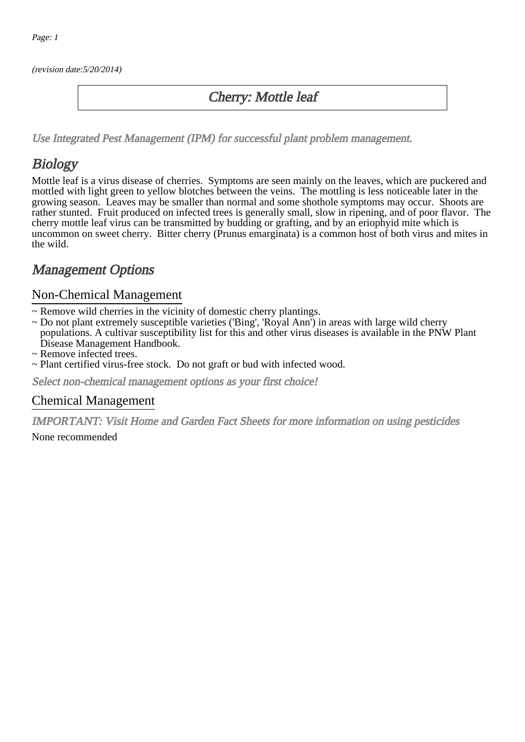(revision date:5/20/2014)

# Cherry: Mottle leaf

*Use Integrated Pest Management (IPM) for successful plant problem management.*

## Biology

Mottle leaf is a virus disease of cherries. Symptoms are seen mainly on the leaves, which are puckered and mottled with light green to yellow blotches between the veins. The mottling is less noticeable later in the growing season. Leaves may be smaller than normal and some shothole symptoms may occur. Shoots are rather stunted. Fruit produced on infected trees is generally small, slow in ripening, and of poor flavor. The cherry mottle leaf virus can be transmitted by budding or grafting, and by an eriophyid mite which is uncommon on sweet cherry. Bitter cherry (Prunus emarginata) is a common host of both virus and mites in the wild.

## Management Options

### Non-Chemical Management

~ Remove wild cherries in the vicinity of domestic cherry plantings.
~ Do not plant extremely susceptible varieties ('Bing', 'Royal Ann') in areas with large wild cherry populations. A cultivar susceptibility list for this and other virus diseases is available in the PNW Plant Disease Management Handbook.
~ Remove infected trees.
~ Plant certified virus-free stock. Do not graft or bud with infected wood.

*Select non-chemical management options as your first choice!*

### Chemical Management

*IMPORTANT: Visit Home and Garden Fact Sheets for more information on using pesticides*

None recommended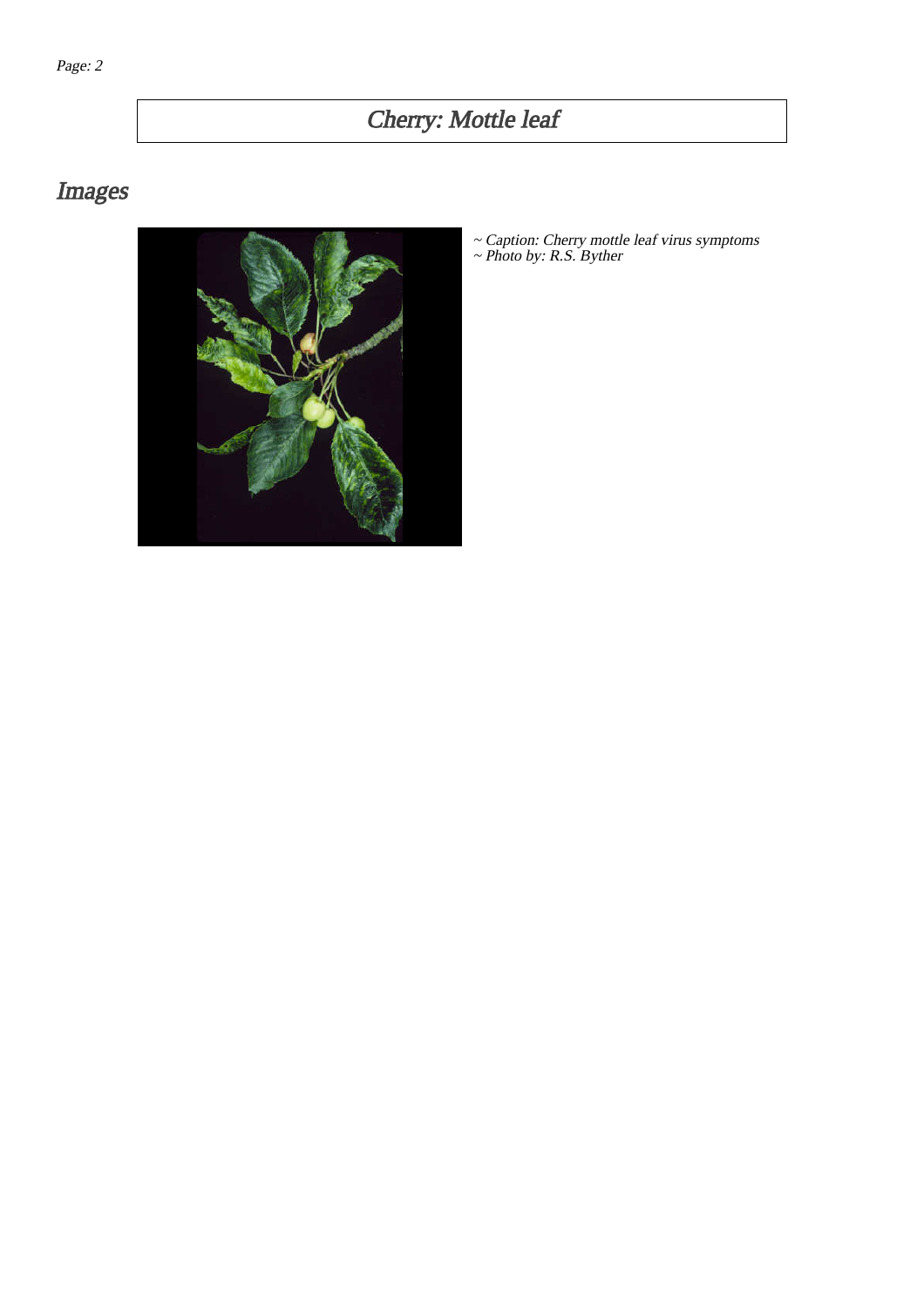# Cherry: Mottle leaf

## Images

~ Caption: Cherry mottle leaf virus symptoms
~ Photo by: R.S. Byther